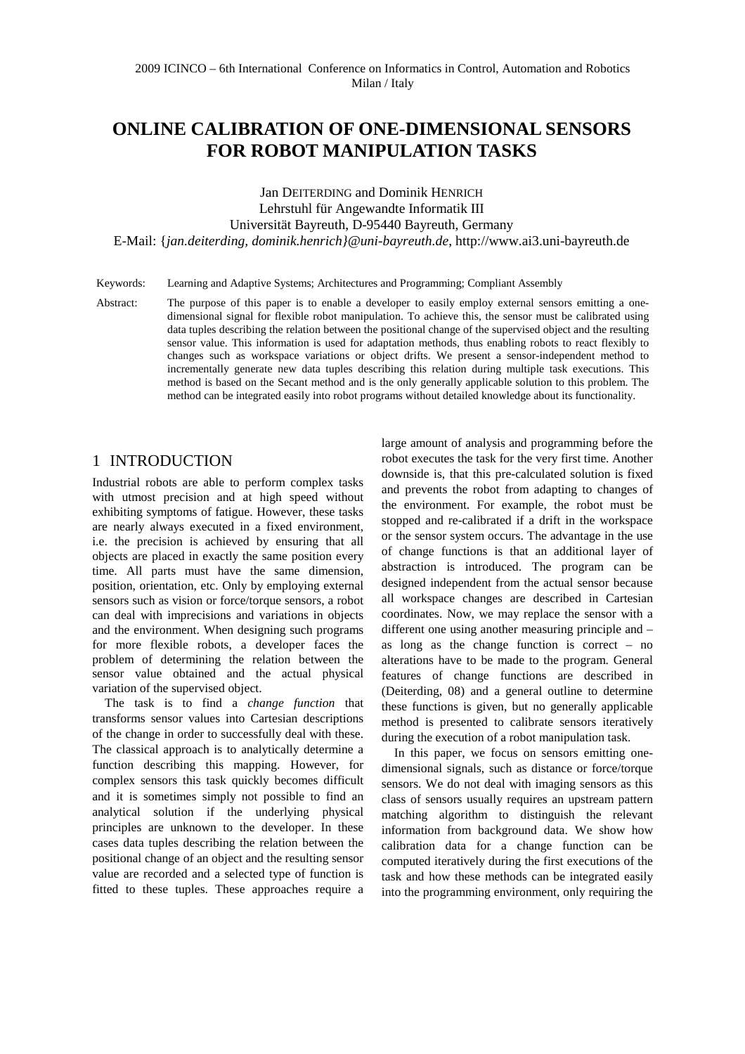2009 ICINCO – 6th International Conference on Informatics in Control, Automation and Robotics
Milan / Italy

# ONLINE CALIBRATION OF ONE-DIMENSIONAL SENSORS FOR ROBOT MANIPULATION TASKS

Jan DEITERDING and Dominik HENRICH
Lehrstuhl für Angewandte Informatik III
Universität Bayreuth, D-95440 Bayreuth, Germany
E-Mail: {*jan.deiterding, dominik.henrich}@uni-bayreuth.de*, http://www.ai3.uni-bayreuth.de

Keywords: Learning and Adaptive Systems; Architectures and Programming; Compliant Assembly

Abstract: The purpose of this paper is to enable a developer to easily employ external sensors emitting a one-dimensional signal for flexible robot manipulation. To achieve this, the sensor must be calibrated using data tuples describing the relation between the positional change of the supervised object and the resulting sensor value. This information is used for adaptation methods, thus enabling robots to react flexibly to changes such as workspace variations or object drifts. We present a sensor-independent method to incrementally generate new data tuples describing this relation during multiple task executions. This method is based on the Secant method and is the only generally applicable solution to this problem. The method can be integrated easily into robot programs without detailed knowledge about its functionality.

## 1 INTRODUCTION

Industrial robots are able to perform complex tasks with utmost precision and at high speed without exhibiting symptoms of fatigue. However, these tasks are nearly always executed in a fixed environment, i.e. the precision is achieved by ensuring that all objects are placed in exactly the same position every time. All parts must have the same dimension, position, orientation, etc. Only by employing external sensors such as vision or force/torque sensors, a robot can deal with imprecisions and variations in objects and the environment. When designing such programs for more flexible robots, a developer faces the problem of determining the relation between the sensor value obtained and the actual physical variation of the supervised object.

The task is to find a *change function* that transforms sensor values into Cartesian descriptions of the change in order to successfully deal with these. The classical approach is to analytically determine a function describing this mapping. However, for complex sensors this task quickly becomes difficult and it is sometimes simply not possible to find an analytical solution if the underlying physical principles are unknown to the developer. In these cases data tuples describing the relation between the positional change of an object and the resulting sensor value are recorded and a selected type of function is fitted to these tuples. These approaches require a large amount of analysis and programming before the robot executes the task for the very first time. Another downside is, that this pre-calculated solution is fixed and prevents the robot from adapting to changes of the environment. For example, the robot must be stopped and re-calibrated if a drift in the workspace or the sensor system occurs. The advantage in the use of change functions is that an additional layer of abstraction is introduced. The program can be designed independent from the actual sensor because all workspace changes are described in Cartesian coordinates. Now, we may replace the sensor with a different one using another measuring principle and – as long as the change function is correct – no alterations have to be made to the program. General features of change functions are described in (Deiterding, 08) and a general outline to determine these functions is given, but no generally applicable method is presented to calibrate sensors iteratively during the execution of a robot manipulation task.

In this paper, we focus on sensors emitting one-dimensional signals, such as distance or force/torque sensors. We do not deal with imaging sensors as this class of sensors usually requires an upstream pattern matching algorithm to distinguish the relevant information from background data. We show how calibration data for a change function can be computed iteratively during the first executions of the task and how these methods can be integrated easily into the programming environment, only requiring the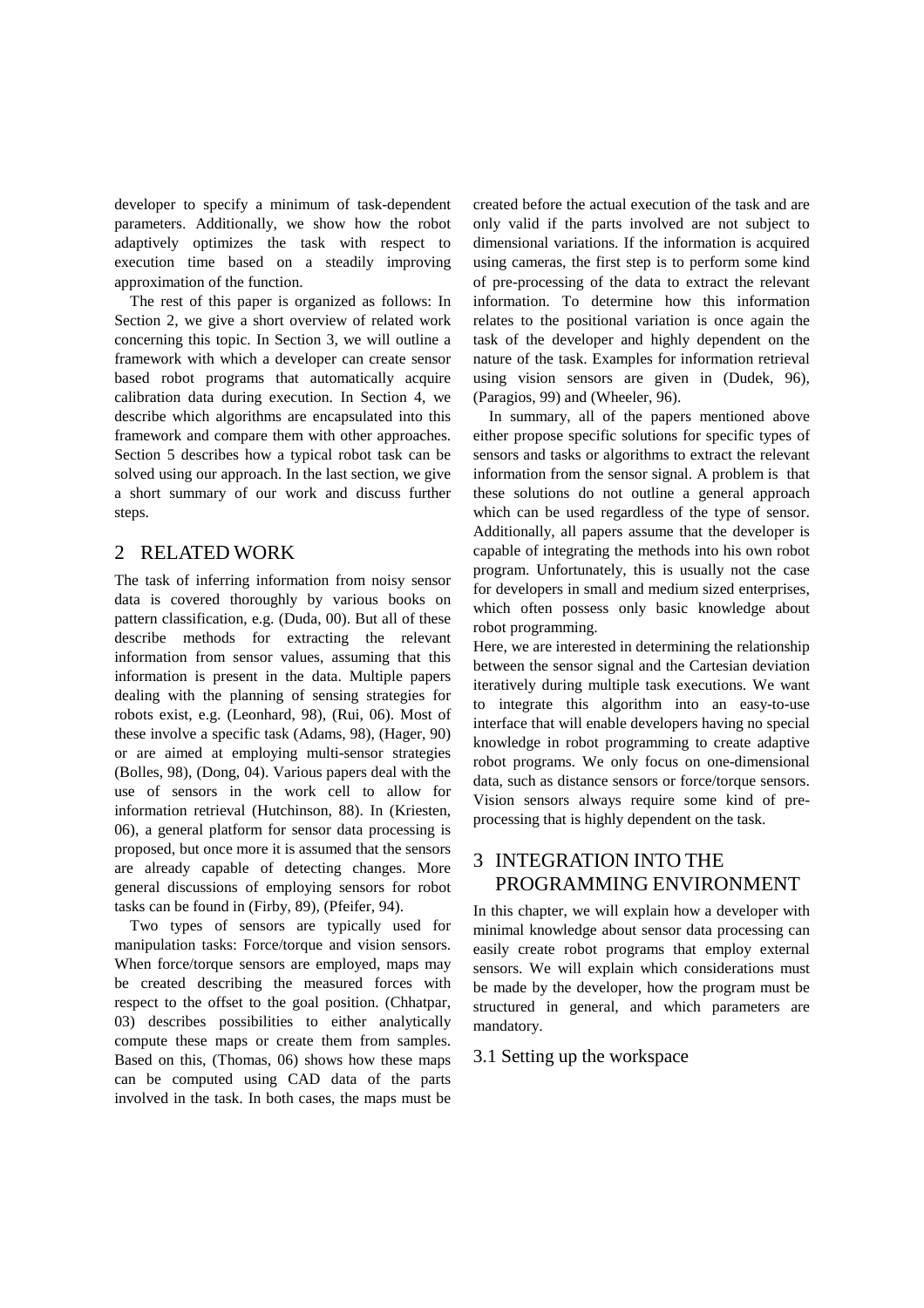developer to specify a minimum of task-dependent parameters. Additionally, we show how the robot adaptively optimizes the task with respect to execution time based on a steadily improving approximation of the function.

The rest of this paper is organized as follows: In Section 2, we give a short overview of related work concerning this topic. In Section 3, we will outline a framework with which a developer can create sensor based robot programs that automatically acquire calibration data during execution. In Section 4, we describe which algorithms are encapsulated into this framework and compare them with other approaches. Section 5 describes how a typical robot task can be solved using our approach. In the last section, we give a short summary of our work and discuss further steps.

## 2 RELATED WORK

The task of inferring information from noisy sensor data is covered thoroughly by various books on pattern classification, e.g. (Duda, 00). But all of these describe methods for extracting the relevant information from sensor values, assuming that this information is present in the data. Multiple papers dealing with the planning of sensing strategies for robots exist, e.g. (Leonhard, 98), (Rui, 06). Most of these involve a specific task (Adams, 98), (Hager, 90) or are aimed at employing multi-sensor strategies (Bolles, 98), (Dong, 04). Various papers deal with the use of sensors in the work cell to allow for information retrieval (Hutchinson, 88). In (Kriesten, 06), a general platform for sensor data processing is proposed, but once more it is assumed that the sensors are already capable of detecting changes. More general discussions of employing sensors for robot tasks can be found in (Firby, 89), (Pfeifer, 94).

Two types of sensors are typically used for manipulation tasks: Force/torque and vision sensors. When force/torque sensors are employed, maps may be created describing the measured forces with respect to the offset to the goal position. (Chhatpar, 03) describes possibilities to either analytically compute these maps or create them from samples. Based on this, (Thomas, 06) shows how these maps can be computed using CAD data of the parts involved in the task. In both cases, the maps must be created before the actual execution of the task and are only valid if the parts involved are not subject to dimensional variations. If the information is acquired using cameras, the first step is to perform some kind of pre-processing of the data to extract the relevant information. To determine how this information relates to the positional variation is once again the task of the developer and highly dependent on the nature of the task. Examples for information retrieval using vision sensors are given in (Dudek, 96), (Paragios, 99) and (Wheeler, 96).

In summary, all of the papers mentioned above either propose specific solutions for specific types of sensors and tasks or algorithms to extract the relevant information from the sensor signal. A problem is that these solutions do not outline a general approach which can be used regardless of the type of sensor. Additionally, all papers assume that the developer is capable of integrating the methods into his own robot program. Unfortunately, this is usually not the case for developers in small and medium sized enterprises, which often possess only basic knowledge about robot programming.

Here, we are interested in determining the relationship between the sensor signal and the Cartesian deviation iteratively during multiple task executions. We want to integrate this algorithm into an easy-to-use interface that will enable developers having no special knowledge in robot programming to create adaptive robot programs. We only focus on one-dimensional data, such as distance sensors or force/torque sensors. Vision sensors always require some kind of pre-processing that is highly dependent on the task.

## 3 INTEGRATION INTO THE PROGRAMMING ENVIRONMENT

In this chapter, we will explain how a developer with minimal knowledge about sensor data processing can easily create robot programs that employ external sensors. We will explain which considerations must be made by the developer, how the program must be structured in general, and which parameters are mandatory.

### 3.1 Setting up the workspace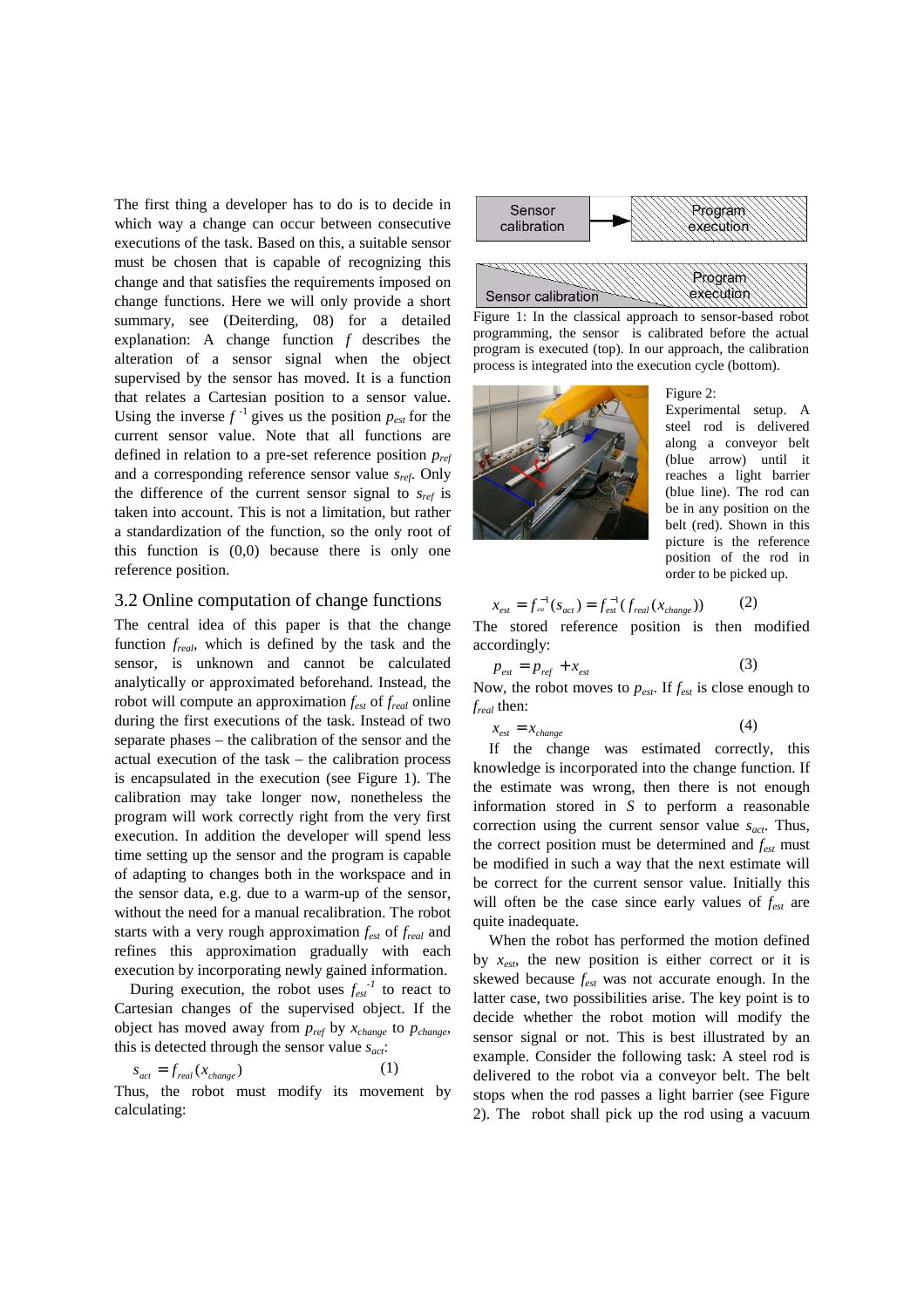The first thing a developer has to do is to decide in which way a change can occur between consecutive executions of the task. Based on this, a suitable sensor must be chosen that is capable of recognizing this change and that satisfies the requirements imposed on change functions. Here we will only provide a short summary, see (Deiterding, 08) for a detailed explanation: A change function $f$ describes the alteration of a sensor signal when the object supervised by the sensor has moved. It is a function that relates a Cartesian position to a sensor value. Using the inverse $f^{-1}$ gives us the position $p_{est}$ for the current sensor value. Note that all functions are defined in relation to a pre-set reference position $p_{ref}$ and a corresponding reference sensor value $s_{ref}$. Only the difference of the current sensor signal to $s_{ref}$ is taken into account. This is not a limitation, but rather a standardization of the function, so the only root of this function is (0,0) because there is only one reference position.

## 3.2 Online computation of change functions

The central idea of this paper is that the change function $f_{real}$, which is defined by the task and the sensor, is unknown and cannot be calculated analytically or approximated beforehand. Instead, the robot will compute an approximation $f_{est}$ of $f_{real}$ online during the first executions of the task. Instead of two separate phases – the calibration of the sensor and the actual execution of the task – the calibration process is encapsulated in the execution (see Figure 1). The calibration may take longer now, nonetheless the program will work correctly right from the very first execution. In addition the developer will spend less time setting up the sensor and the program is capable of adapting to changes both in the workspace and in the sensor data, e.g. due to a warm-up of the sensor, without the need for a manual recalibration. The robot starts with a very rough approximation $f_{est}$ of $f_{real}$ and refines this approximation gradually with each execution by incorporating newly gained information.

During execution, the robot uses $f_{est}^{-1}$ to react to Cartesian changes of the supervised object. If the object has moved away from $p_{ref}$ by $x_{change}$ to $p_{change}$, this is detected through the sensor value $s_{act}$:

$$s_{act} = f_{real}(x_{change}) \quad (1)$$

Thus, the robot must modify its movement by calculating:

$$x_{est} = f_{est}^{-1}(s_{act}) = f_{est}^{-1}(f_{real}(x_{change})) \quad (2)$$

The stored reference position is then modified accordingly:

$$p_{est} = p_{ref} + x_{est} \quad (3)$$

Now, the robot moves to $p_{est}$. If $f_{est}$ is close enough to $f_{real}$ then:

$$x_{est} = x_{change} \quad (4)$$

If the change was estimated correctly, this knowledge is incorporated into the change function. If the estimate was wrong, then there is not enough information stored in $S$ to perform a reasonable correction using the current sensor value $s_{act}$. Thus, the correct position must be determined and $f_{est}$ must be modified in such a way that the next estimate will be correct for the current sensor value. Initially this will often be the case since early values of $f_{est}$ are quite inadequate.

When the robot has performed the motion defined by $x_{est}$, the new position is either correct or it is skewed because $f_{est}$ was not accurate enough. In the latter case, two possibilities arise. The key point is to decide whether the robot motion will modify the sensor signal or not. This is best illustrated by an example. Consider the following task: A steel rod is delivered to the robot via a conveyor belt. The belt stops when the rod passes a light barrier (see Figure 2). The robot shall pick up the rod using a vacuum

Figure 1: In the classical approach to sensor-based robot programming, the sensor is calibrated before the actual program is executed (top). In our approach, the calibration process is integrated into the execution cycle (bottom).

Figure 2: Experimental setup. A steel rod is delivered along a conveyor belt (blue arrow) until it reaches a light barrier (blue line). The rod can be in any position on the belt (red). Shown in this picture is the reference position of the rod in order to be picked up.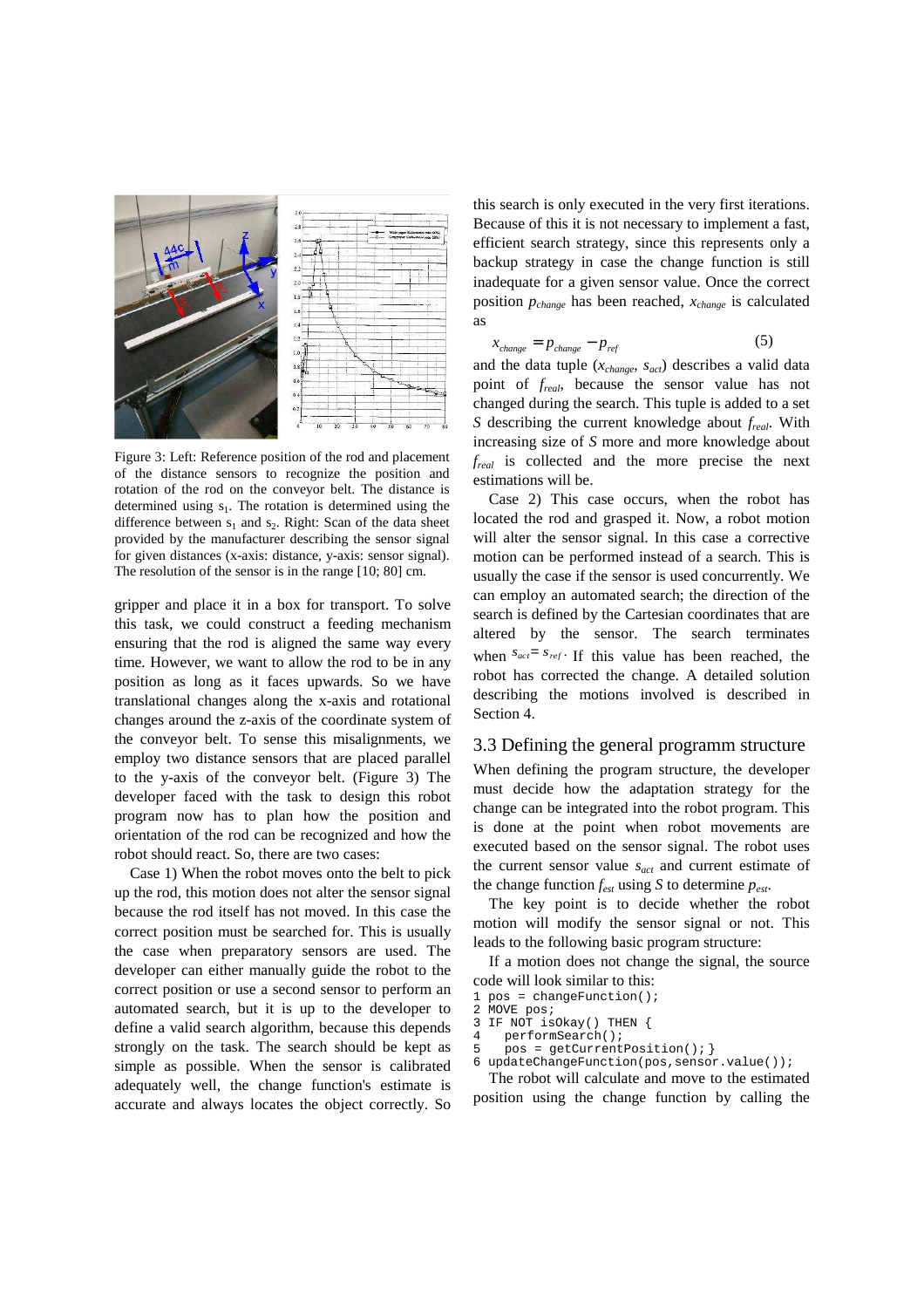Figure 3: Left: Reference position of the rod and placement of the distance sensors to recognize the position and rotation of the rod on the conveyor belt. The distance is determined using $s_1$. The rotation is determined using the difference between $s_1$ and $s_2$. Right: Scan of the data sheet provided by the manufacturer describing the sensor signal for given distances (x-axis: distance, y-axis: sensor signal). The resolution of the sensor is in the range [10; 80] cm.

gripper and place it in a box for transport. To solve this task, we could construct a feeding mechanism ensuring that the rod is aligned the same way every time. However, we want to allow the rod to be in any position as long as it faces upwards. So we have translational changes along the x-axis and rotational changes around the z-axis of the coordinate system of the conveyor belt. To sense this misalignments, we employ two distance sensors that are placed parallel to the y-axis of the conveyor belt. (Figure 3) The developer faced with the task to design this robot program now has to plan how the position and orientation of the rod can be recognized and how the robot should react. So, there are two cases:

Case 1) When the robot moves onto the belt to pick up the rod, this motion does not alter the sensor signal because the rod itself has not moved. In this case the correct position must be searched for. This is usually the case when preparatory sensors are used. The developer can either manually guide the robot to the correct position or use a second sensor to perform an automated search, but it is up to the developer to define a valid search algorithm, because this depends strongly on the task. The search should be kept as simple as possible. When the sensor is calibrated adequately well, the change function's estimate is accurate and always locates the object correctly. So this search is only executed in the very first iterations. Because of this it is not necessary to implement a fast, efficient search strategy, since this represents only a backup strategy in case the change function is still inadequate for a given sensor value. Once the correct position $p_{change}$ has been reached, $x_{change}$ is calculated as

$$x_{change} = p_{change} - p_{ref} \tag{5}$$

and the data tuple ($x_{change}$, $s_{act}$) describes a valid data point of $f_{real}$, because the sensor value has not changed during the search. This tuple is added to a set $S$ describing the current knowledge about $f_{real}$. With increasing size of $S$ more and more knowledge about $f_{real}$ is collected and the more precise the next estimations will be.

Case 2) This case occurs, when the robot has located the rod and grasped it. Now, a robot motion will alter the sensor signal. In this case a corrective motion can be performed instead of a search. This is usually the case if the sensor is used concurrently. We can employ an automated search; the direction of the search is defined by the Cartesian coordinates that are altered by the sensor. The search terminates when $s_{act} = s_{ref}$. If this value has been reached, the robot has corrected the change. A detailed solution describing the motions involved is described in Section 4.

## 3.3 Defining the general programm structure

When defining the program structure, the developer must decide how the adaptation strategy for the change can be integrated into the robot program. This is done at the point when robot movements are executed based on the sensor signal. The robot uses the current sensor value $s_{act}$ and current estimate of the change function $f_{est}$ using $S$ to determine $p_{est}$.

The key point is to decide whether the robot motion will modify the sensor signal or not. This leads to the following basic program structure:

If a motion does not change the signal, the source code will look similar to this:

```
1 pos = changeFunction();
2 MOVE pos;
3 IF NOT isOkay() THEN {
4    performSearch();
5    pos = getCurrentPosition(); }
6 updateChangeFunction(pos,sensor.value());
```

The robot will calculate and move to the estimated position using the change function by calling the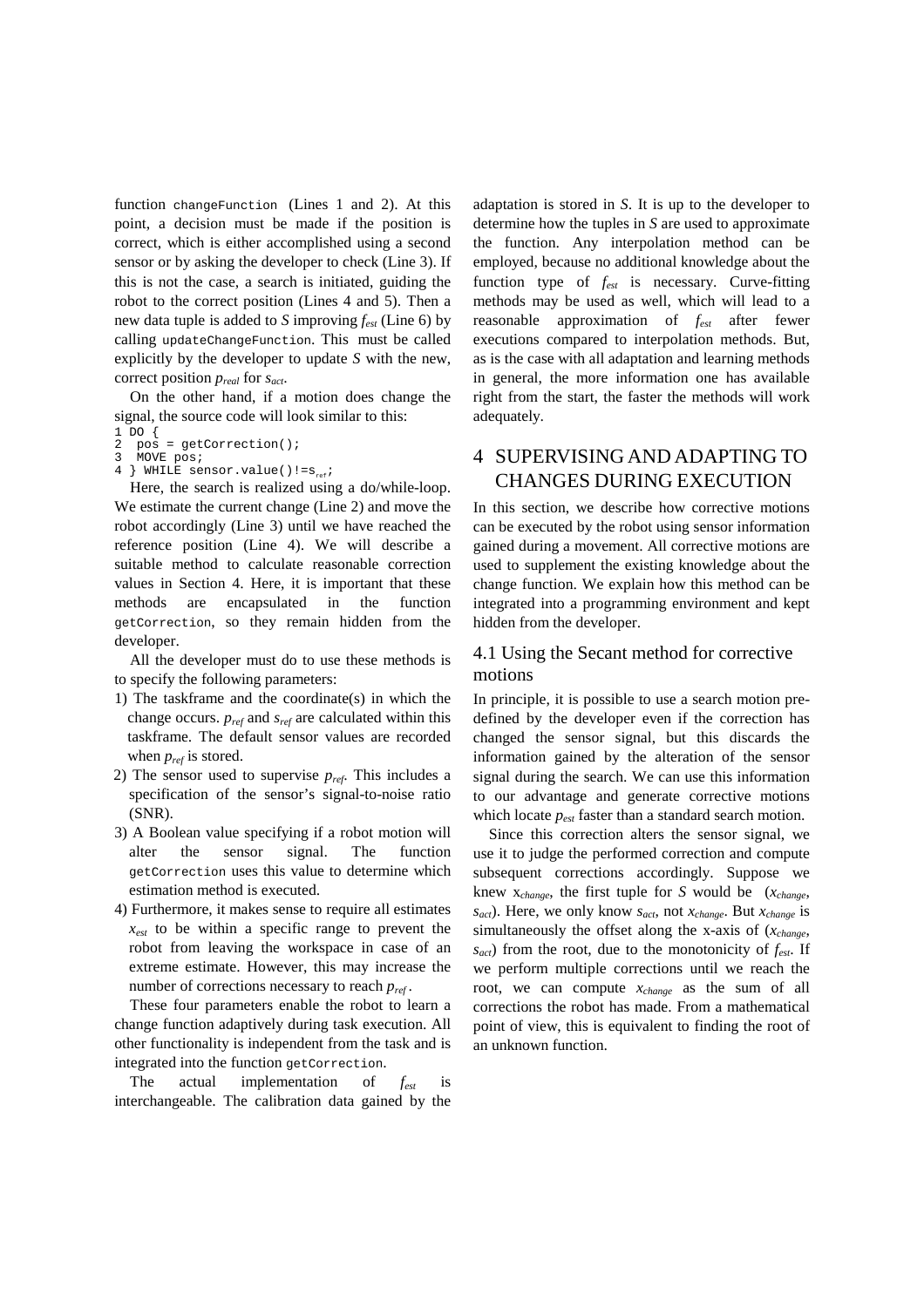function `changeFunction` (Lines 1 and 2). At this point, a decision must be made if the position is correct, which is either accomplished using a second sensor or by asking the developer to check (Line 3). If this is not the case, a search is initiated, guiding the robot to the correct position (Lines 4 and 5). Then a new data tuple is added to *S* improving $f_{est}$ (Line 6) by calling `updateChangeFunction`. This must be called explicitly by the developer to update *S* with the new, correct position $p_{real}$ for $s_{act}$.

On the other hand, if a motion does change the signal, the source code will look similar to this:

```
1 DO {
2  pos = getCorrection();
3  MOVE pos;
4 } WHILE sensor.value()!=s_ref;
```

Here, the search is realized using a do/while-loop. We estimate the current change (Line 2) and move the robot accordingly (Line 3) until we have reached the reference position (Line 4). We will describe a suitable method to calculate reasonable correction values in Section 4. Here, it is important that these methods are encapsulated in the function `getCorrection`, so they remain hidden from the developer.

All the developer must do to use these methods is to specify the following parameters:

1) The taskframe and the coordinate(s) in which the change occurs. $p_{ref}$ and $s_{ref}$ are calculated within this taskframe. The default sensor values are recorded when $p_{ref}$ is stored.
2) The sensor used to supervise $p_{ref}$. This includes a specification of the sensor's signal-to-noise ratio (SNR).
3) A Boolean value specifying if a robot motion will alter the sensor signal. The function `getCorrection` uses this value to determine which estimation method is executed.
4) Furthermore, it makes sense to require all estimates $x_{est}$ to be within a specific range to prevent the robot from leaving the workspace in case of an extreme estimate. However, this may increase the number of corrections necessary to reach $p_{ref}$.

These four parameters enable the robot to learn a change function adaptively during task execution. All other functionality is independent from the task and is integrated into the function `getCorrection`.

The actual implementation of $f_{est}$ is interchangeable. The calibration data gained by the adaptation is stored in *S*. It is up to the developer to determine how the tuples in *S* are used to approximate the function. Any interpolation method can be employed, because no additional knowledge about the function type of $f_{est}$ is necessary. Curve-fitting methods may be used as well, which will lead to a reasonable approximation of $f_{est}$ after fewer executions compared to interpolation methods. But, as is the case with all adaptation and learning methods in general, the more information one has available right from the start, the faster the methods will work adequately.

# 4 SUPERVISING AND ADAPTING TO CHANGES DURING EXECUTION

In this section, we describe how corrective motions can be executed by the robot using sensor information gained during a movement. All corrective motions are used to supplement the existing knowledge about the change function. We explain how this method can be integrated into a programming environment and kept hidden from the developer.

## 4.1 Using the Secant method for corrective motions

In principle, it is possible to use a search motion pre-defined by the developer even if the correction has changed the sensor signal, but this discards the information gained by the alteration of the sensor signal during the search. We can use this information to our advantage and generate corrective motions which locate $p_{est}$ faster than a standard search motion.

Since this correction alters the sensor signal, we use it to judge the performed correction and compute subsequent corrections accordingly. Suppose we knew $x_{change}$, the first tuple for *S* would be ($x_{change}$, $s_{act}$). Here, we only know $s_{act}$, not $x_{change}$. But $x_{change}$ is simultaneously the offset along the x-axis of ($x_{change}$, $s_{act}$) from the root, due to the monotonicity of $f_{est}$. If we perform multiple corrections until we reach the root, we can compute $x_{change}$ as the sum of all corrections the robot has made. From a mathematical point of view, this is equivalent to finding the root of an unknown function.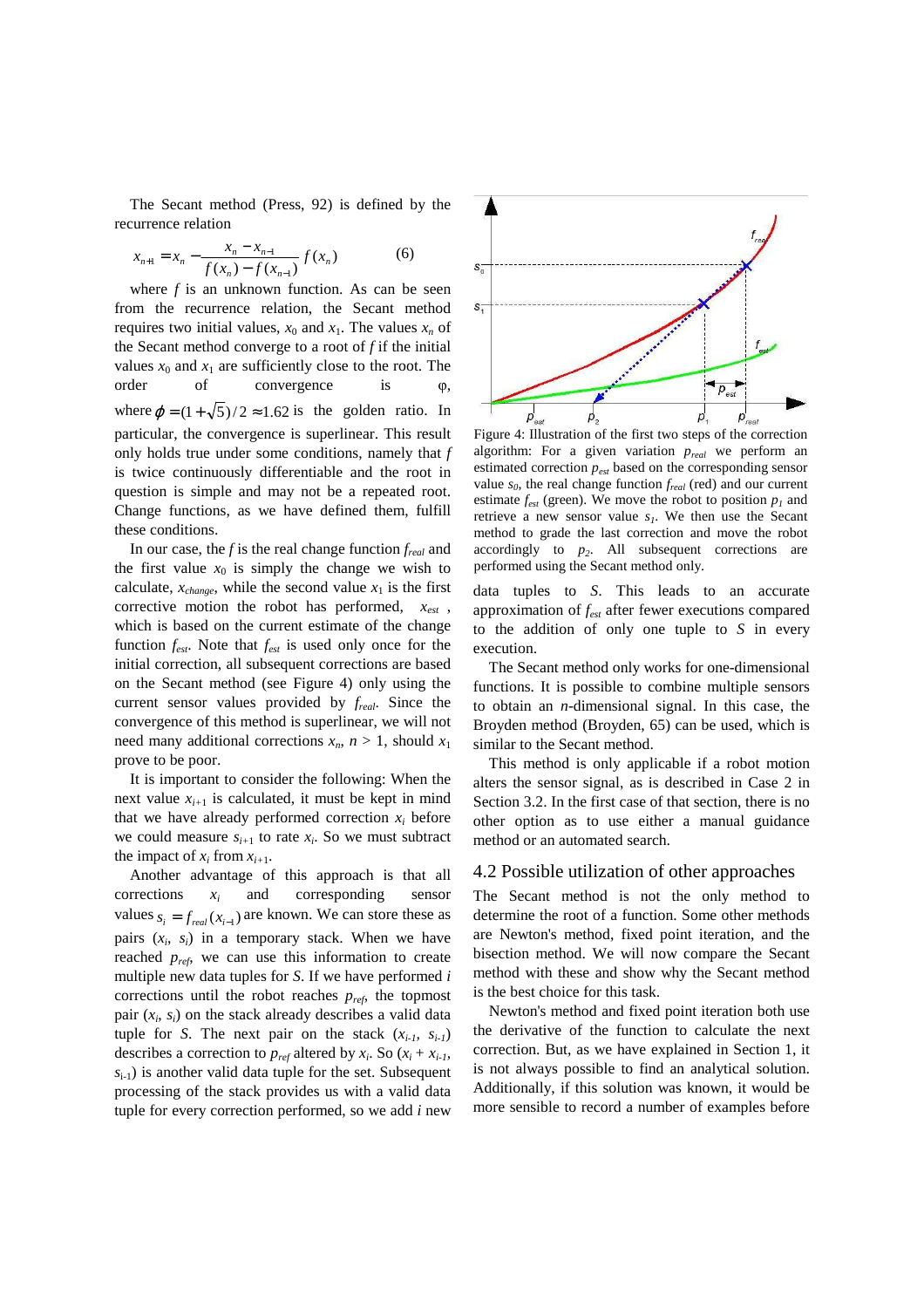The Secant method (Press, 92) is defined by the recurrence relation

$$x_{n+1} = x_n - \frac{x_n - x_{n-1}}{f(x_n) - f(x_{n-1})} f(x_n) \qquad (6)$$

where $f$ is an unknown function. As can be seen from the recurrence relation, the Secant method requires two initial values, $x_0$ and $x_1$. The values $x_n$ of the Secant method converge to a root of $f$ if the initial values $x_0$ and $x_1$ are sufficiently close to the root. The order of convergence is φ, where $\phi = (1+\sqrt{5})/2 \approx 1.62$ is the golden ratio. In particular, the convergence is superlinear. This result only holds true under some conditions, namely that $f$ is twice continuously differentiable and the root in question is simple and may not be a repeated root. Change functions, as we have defined them, fulfill these conditions.

In our case, the $f$ is the real change function $f_{real}$ and the first value $x_0$ is simply the change we wish to calculate, $x_{change}$, while the second value $x_1$ is the first corrective motion the robot has performed, $x_{est}$, which is based on the current estimate of the change function $f_{est}$. Note that $f_{est}$ is used only once for the initial correction, all subsequent corrections are based on the Secant method (see Figure 4) only using the current sensor values provided by $f_{real}$. Since the convergence of this method is superlinear, we will not need many additional corrections $x_n$, $n > 1$, should $x_1$ prove to be poor.

It is important to consider the following: When the next value $x_{i+1}$ is calculated, it must be kept in mind that we have already performed correction $x_i$ before we could measure $s_{i+1}$ to rate $x_i$. So we must subtract the impact of $x_i$ from $x_{i+1}$.

Another advantage of this approach is that all corrections $x_i$ and corresponding sensor values $s_i = f_{real}(x_{i-1})$ are known. We can store these as pairs $(x_i, s_i)$ in a temporary stack. When we have reached $p_{ref}$, we can use this information to create multiple new data tuples for $S$. If we have performed $i$ corrections until the robot reaches $p_{ref}$, the topmost pair $(x_i, s_i)$ on the stack already describes a valid data tuple for $S$. The next pair on the stack $(x_{i-1}, s_{i-1})$ describes a correction to $p_{ref}$ altered by $x_i$. So $(x_i + x_{i-1}, s_{i-1})$ is another valid data tuple for the set. Subsequent processing of the stack provides us with a valid data tuple for every correction performed, so we add $i$ new data tuples to $S$. This leads to an accurate approximation of $f_{est}$ after fewer executions compared to the addition of only one tuple to $S$ in every execution.

Figure 4: Illustration of the first two steps of the correction algorithm: For a given variation $p_{real}$ we perform an estimated correction $p_{est}$ based on the corresponding sensor value $s_0$, the real change function $f_{real}$ (red) and our current estimate $f_{est}$ (green). We move the robot to position $p_1$ and retrieve a new sensor value $s_1$. We then use the Secant method to grade the last correction and move the robot accordingly to $p_2$. All subsequent corrections are performed using the Secant method only.

The Secant method only works for one-dimensional functions. It is possible to combine multiple sensors to obtain an $n$-dimensional signal. In this case, the Broyden method (Broyden, 65) can be used, which is similar to the Secant method.

This method is only applicable if a robot motion alters the sensor signal, as is described in Case 2 in Section 3.2. In the first case of that section, there is no other option as to use either a manual guidance method or an automated search.

## 4.2 Possible utilization of other approaches

The Secant method is not the only method to determine the root of a function. Some other methods are Newton's method, fixed point iteration, and the bisection method. We will now compare the Secant method with these and show why the Secant method is the best choice for this task.

Newton's method and fixed point iteration both use the derivative of the function to calculate the next correction. But, as we have explained in Section 1, it is not always possible to find an analytical solution. Additionally, if this solution was known, it would be more sensible to record a number of examples before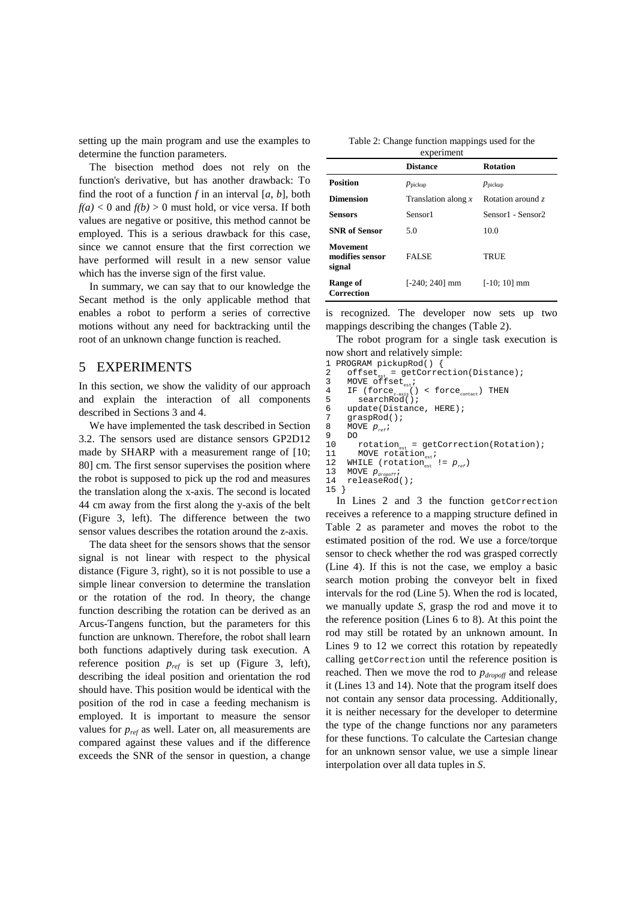setting up the main program and use the examples to determine the function parameters.

The bisection method does not rely on the function's derivative, but has another drawback: To find the root of a function $f$ in an interval $[a, b]$, both $f(a) < 0$ and $f(b) > 0$ must hold, or vice versa. If both values are negative or positive, this method cannot be employed. This is a serious drawback for this case, since we cannot ensure that the first correction we have performed will result in a new sensor value which has the inverse sign of the first value.

In summary, we can say that to our knowledge the Secant method is the only applicable method that enables a robot to perform a series of corrective motions without any need for backtracking until the root of an unknown change function is reached.

# 5 EXPERIMENTS

In this section, we show the validity of our approach and explain the interaction of all components described in Sections 3 and 4.

We have implemented the task described in Section 3.2. The sensors used are distance sensors GP2D12 made by SHARP with a measurement range of [10; 80] cm. The first sensor supervises the position where the robot is supposed to pick up the rod and measures the translation along the x-axis. The second is located 44 cm away from the first along the y-axis of the belt (Figure 3, left). The difference between the two sensor values describes the rotation around the z-axis.

The data sheet for the sensors shows that the sensor signal is not linear with respect to the physical distance (Figure 3, right), so it is not possible to use a simple linear conversion to determine the translation or the rotation of the rod. In theory, the change function describing the rotation can be derived as an Arcus-Tangens function, but the parameters for this function are unknown. Therefore, the robot shall learn both functions adaptively during task execution. A reference position $p_{ref}$ is set up (Figure 3, left), describing the ideal position and orientation the rod should have. This position would be identical with the position of the rod in case a feeding mechanism is employed. It is important to measure the sensor values for $p_{ref}$ as well. Later on, all measurements are compared against these values and if the difference exceeds the SNR of the sensor in question, a change is recognized. The developer now sets up two mappings describing the changes (Table 2).

Table 2: Change function mappings used for the experiment

| | **Distance** | **Rotation** |
|---|---|---|
| **Position** | $p_{\text{pickup}}$ | $p_{\text{pickup}}$ |
| **Dimension** | Translation along $x$ | Rotation around $z$ |
| **Sensors** | Sensor1 | Sensor1 - Sensor2 |
| **SNR of Sensor** | 5.0 | 10.0 |
| **Movement modifies sensor signal** | FALSE | TRUE |
| **Range of Correction** | [-240; 240] mm | [-10; 10] mm |

The robot program for a single task execution is now short and relatively simple:

```
1 PROGRAM pickupRod() {
2   offset_est = getCorrection(Distance);
3   MOVE offset_est;
4   IF (force_z-axis() < force_contact) THEN
5     searchRod();
6   update(Distance, HERE);
7   graspRod();
8   MOVE p_ref;
9   DO
10    rotation_est = getCorrection(Rotation);
11    MOVE rotation_est;
12  WHILE (rotation_est != p_ref)
13  MOVE p_dropoff;
14  releaseRod();
15 }
```

In Lines 2 and 3 the function `getCorrection` receives a reference to a mapping structure defined in Table 2 as parameter and moves the robot to the estimated position of the rod. We use a force/torque sensor to check whether the rod was grasped correctly (Line 4). If this is not the case, we employ a basic search motion probing the conveyor belt in fixed intervals for the rod (Line 5). When the rod is located, we manually update $S$, grasp the rod and move it to the reference position (Lines 6 to 8). At this point the rod may still be rotated by an unknown amount. In Lines 9 to 12 we correct this rotation by repeatedly calling `getCorrection` until the reference position is reached. Then we move the rod to $p_{dropoff}$ and release it (Lines 13 and 14). Note that the program itself does not contain any sensor data processing. Additionally, it is neither necessary for the developer to determine the type of the change functions nor any parameters for these functions. To calculate the Cartesian change for an unknown sensor value, we use a simple linear interpolation over all data tuples in $S$.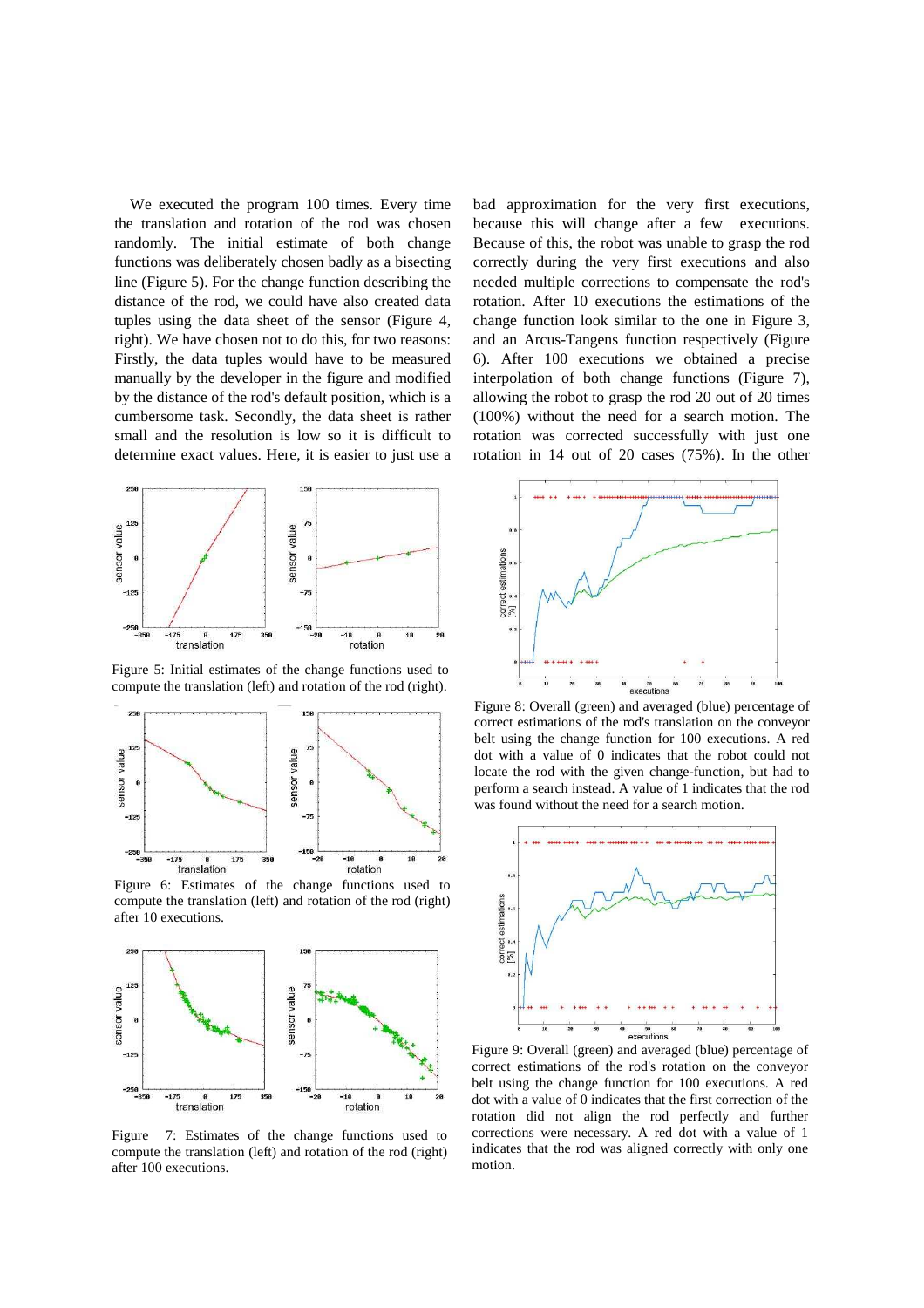We executed the program 100 times. Every time the translation and rotation of the rod was chosen randomly. The initial estimate of both change functions was deliberately chosen badly as a bisecting line (Figure 5). For the change function describing the distance of the rod, we could have also created data tuples using the data sheet of the sensor (Figure 4, right). We have chosen not to do this, for two reasons: Firstly, the data tuples would have to be measured manually by the developer in the figure and modified by the distance of the rod's default position, which is a cumbersome task. Secondly, the data sheet is rather small and the resolution is low so it is difficult to determine exact values. Here, it is easier to just use a bad approximation for the very first executions, because this will change after a few executions. Because of this, the robot was unable to grasp the rod correctly during the very first executions and also needed multiple corrections to compensate the rod's rotation. After 10 executions the estimations of the change function look similar to the one in Figure 3, and an Arcus-Tangens function respectively (Figure 6). After 100 executions we obtained a precise interpolation of both change functions (Figure 7), allowing the robot to grasp the rod 20 out of 20 times (100%) without the need for a search motion. The rotation was corrected successfully with just one rotation in 14 out of 20 cases (75%). In the other

Figure 5: Initial estimates of the change functions used to compute the translation (left) and rotation of the rod (right).

Figure 6: Estimates of the change functions used to compute the translation (left) and rotation of the rod (right) after 10 executions.

Figure 7: Estimates of the change functions used to compute the translation (left) and rotation of the rod (right) after 100 executions.

Figure 8: Overall (green) and averaged (blue) percentage of correct estimations of the rod's translation on the conveyor belt using the change function for 100 executions. A red dot with a value of 0 indicates that the robot could not locate the rod with the given change-function, but had to perform a search instead. A value of 1 indicates that the rod was found without the need for a search motion.

Figure 9: Overall (green) and averaged (blue) percentage of correct estimations of the rod's rotation on the conveyor belt using the change function for 100 executions. A red dot with a value of 0 indicates that the first correction of the rotation did not align the rod perfectly and further corrections were necessary. A red dot with a value of 1 indicates that the rod was aligned correctly with only one motion.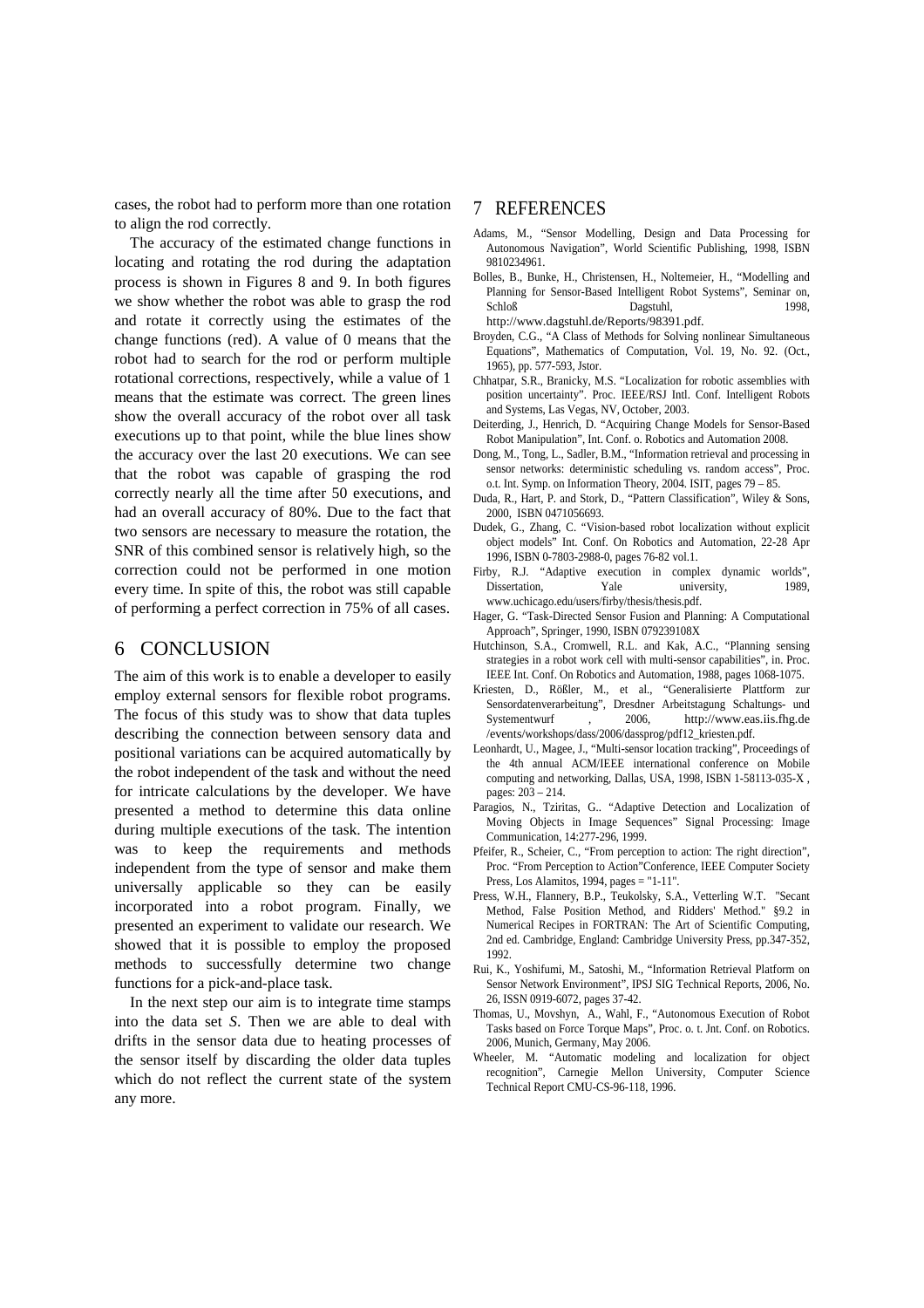cases, the robot had to perform more than one rotation to align the rod correctly.

The accuracy of the estimated change functions in locating and rotating the rod during the adaptation process is shown in Figures 8 and 9. In both figures we show whether the robot was able to grasp the rod and rotate it correctly using the estimates of the change functions (red). A value of 0 means that the robot had to search for the rod or perform multiple rotational corrections, respectively, while a value of 1 means that the estimate was correct. The green lines show the overall accuracy of the robot over all task executions up to that point, while the blue lines show the accuracy over the last 20 executions. We can see that the robot was capable of grasping the rod correctly nearly all the time after 50 executions, and had an overall accuracy of 80%. Due to the fact that two sensors are necessary to measure the rotation, the SNR of this combined sensor is relatively high, so the correction could not be performed in one motion every time. In spite of this, the robot was still capable of performing a perfect correction in 75% of all cases.

## 6 CONCLUSION

The aim of this work is to enable a developer to easily employ external sensors for flexible robot programs. The focus of this study was to show that data tuples describing the connection between sensory data and positional variations can be acquired automatically by the robot independent of the task and without the need for intricate calculations by the developer. We have presented a method to determine this data online during multiple executions of the task. The intention was to keep the requirements and methods independent from the type of sensor and make them universally applicable so they can be easily incorporated into a robot program. Finally, we presented an experiment to validate our research. We showed that it is possible to employ the proposed methods to successfully determine two change functions for a pick-and-place task.

In the next step our aim is to integrate time stamps into the data set *S*. Then we are able to deal with drifts in the sensor data due to heating processes of the sensor itself by discarding the older data tuples which do not reflect the current state of the system any more.

## 7 REFERENCES

Adams, M., "Sensor Modelling, Design and Data Processing for Autonomous Navigation", World Scientific Publishing, 1998, ISBN 9810234961.

Bolles, B., Bunke, H., Christensen, H., Noltemeier, H., "Modelling and Planning for Sensor-Based Intelligent Robot Systems", Seminar on, Schloß Dagstuhl, 1998, http://www.dagstuhl.de/Reports/98391.pdf.

Broyden, C.G., "A Class of Methods for Solving nonlinear Simultaneous Equations", Mathematics of Computation, Vol. 19, No. 92. (Oct., 1965), pp. 577-593, Jstor.

Chhatpar, S.R., Branicky, M.S. "Localization for robotic assemblies with position uncertainty". Proc. IEEE/RSJ Intl. Conf. Intelligent Robots and Systems, Las Vegas, NV, October, 2003.

Deiterding, J., Henrich, D. "Acquiring Change Models for Sensor-Based Robot Manipulation", Int. Conf. o. Robotics and Automation 2008.

Dong, M., Tong, L., Sadler, B.M., "Information retrieval and processing in sensor networks: deterministic scheduling vs. random access", Proc. o.t. Int. Symp. on Information Theory, 2004. ISIT, pages 79 – 85.

Duda, R., Hart, P. and Stork, D., "Pattern Classification", Wiley & Sons, 2000, ISBN 0471056693.

Dudek, G., Zhang, C. "Vision-based robot localization without explicit object models" Int. Conf. On Robotics and Automation, 22-28 Apr 1996, ISBN 0-7803-2988-0, pages 76-82 vol.1.

Firby, R.J. "Adaptive execution in complex dynamic worlds", Dissertation, Yale university, 1989, www.uchicago.edu/users/firby/thesis/thesis.pdf.

Hager, G. "Task-Directed Sensor Fusion and Planning: A Computational Approach", Springer, 1990, ISBN 079239108X

Hutchinson, S.A., Cromwell, R.L. and Kak, A.C., "Planning sensing strategies in a robot work cell with multi-sensor capabilities", in. Proc. IEEE Int. Conf. On Robotics and Automation, 1988, pages 1068-1075.

Kriesten, D., Rößler, M., et al., "Generalisierte Plattform zur Sensordatenverarbeitung", Dresdner Arbeitstagung Schaltungs- und Systementwurf , 2006, http://www.eas.iis.fhg.de /events/workshops/dass/2006/dassprog/pdf12_kriesten.pdf.

Leonhardt, U., Magee, J., "Multi-sensor location tracking", Proceedings of the 4th annual ACM/IEEE international conference on Mobile computing and networking, Dallas, USA, 1998, ISBN 1-58113-035-X , pages: 203 – 214.

Paragios, N., Tziritas, G.. "Adaptive Detection and Localization of Moving Objects in Image Sequences" Signal Processing: Image Communication, 14:277-296, 1999.

Pfeifer, R., Scheier, C., "From perception to action: The right direction", Proc. "From Perception to Action"Conference, IEEE Computer Society Press, Los Alamitos, 1994, pages = "1-11".

Press, W.H., Flannery, B.P., Teukolsky, S.A., Vetterling W.T. "Secant Method, False Position Method, and Ridders' Method." §9.2 in Numerical Recipes in FORTRAN: The Art of Scientific Computing, 2nd ed. Cambridge, England: Cambridge University Press, pp.347-352, 1992.

Rui, K., Yoshifumi, M., Satoshi, M., "Information Retrieval Platform on Sensor Network Environment", IPSJ SIG Technical Reports, 2006, No. 26, ISSN 0919-6072, pages 37-42.

Thomas, U., Movshyn, A., Wahl, F., "Autonomous Execution of Robot Tasks based on Force Torque Maps", Proc. o. t. Jnt. Conf. on Robotics. 2006, Munich, Germany, May 2006.

Wheeler, M. "Automatic modeling and localization for object recognition", Carnegie Mellon University, Computer Science Technical Report CMU-CS-96-118, 1996.